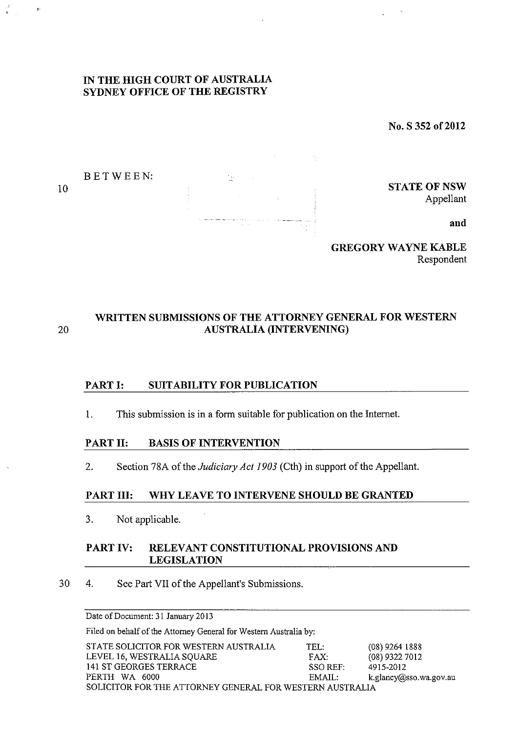**IN THE HIGH COURT OF AUSTRALIA**
**SYDNEY OFFICE OF THE REGISTRY**

**No. S 352 of 2012**

BETWEEN:

**STATE OF NSW**
Appellant

**and**

**GREGORY WAYNE KABLE**
Respondent

## WRITTEN SUBMISSIONS OF THE ATTORNEY GENERAL FOR WESTERN AUSTRALIA (INTERVENING)

### PART I: SUITABILITY FOR PUBLICATION

1. This submission is in a form suitable for publication on the Internet.

### PART II: BASIS OF INTERVENTION

2. Section 78A of the *Judiciary Act 1903* (Cth) in support of the Appellant.

### PART III: WHY LEAVE TO INTERVENE SHOULD BE GRANTED

3. Not applicable.

### PART IV: RELEVANT CONSTITUTIONAL PROVISIONS AND LEGISLATION

4. See Part VII of the Appellant's Submissions.

Date of Document: 31 January 2013

Filed on behalf of the Attorney General for Western Australia by:

| | | |
|---|---|---|
| STATE SOLICITOR FOR WESTERN AUSTRALIA | TEL: | (08) 9264 1888 |
| LEVEL 16, WESTRALIA SQUARE | FAX: | (08) 9322 7012 |
| 141 ST GEORGES TERRACE | SSO REF: | 4915-2012 |
| PERTH WA 6000 | EMAIL: | k.glancy@sso.wa.gov.au |

SOLICITOR FOR THE ATTORNEY GENERAL FOR WESTERN AUSTRALIA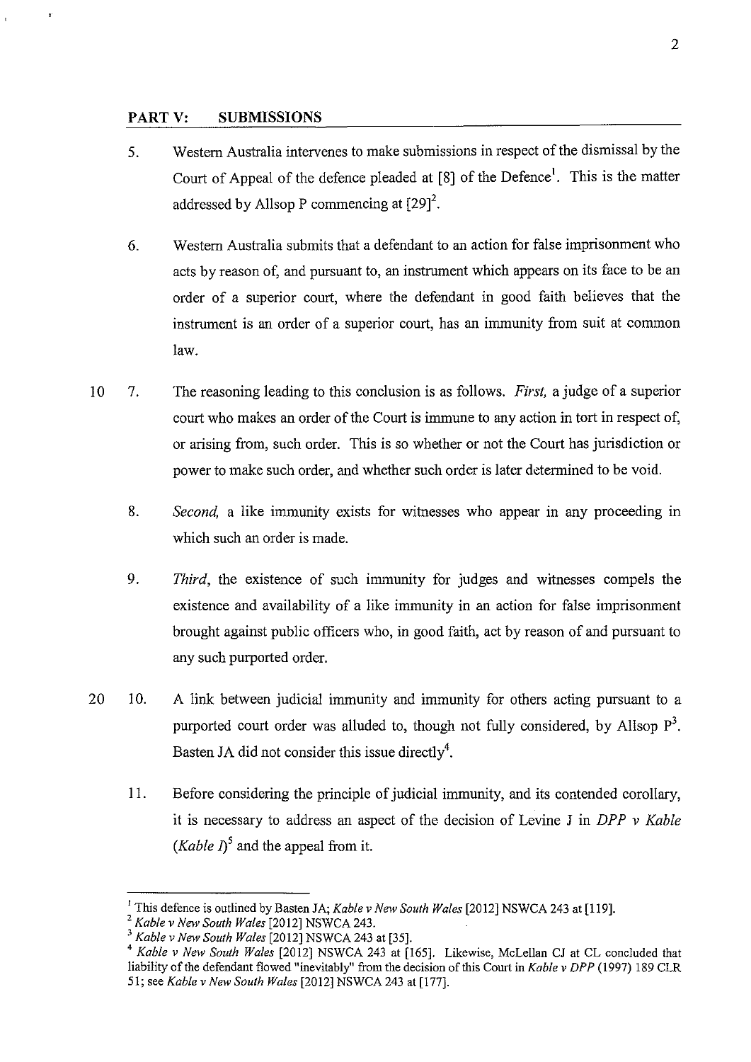## PART V: SUBMISSIONS

5. Western Australia intervenes to make submissions in respect of the dismissal by the Court of Appeal of the defence pleaded at [8] of the Defence[1]. This is the matter addressed by Allsop P commencing at [29][2].

6. Western Australia submits that a defendant to an action for false imprisonment who acts by reason of, and pursuant to, an instrument which appears on its face to be an order of a superior court, where the defendant in good faith believes that the instrument is an order of a superior court, has an immunity from suit at common law.

7. The reasoning leading to this conclusion is as follows. *First*, a judge of a superior court who makes an order of the Court is immune to any action in tort in respect of, or arising from, such order. This is so whether or not the Court has jurisdiction or power to make such order, and whether such order is later determined to be void.

8. *Second*, a like immunity exists for witnesses who appear in any proceeding in which such an order is made.

9. *Third*, the existence of such immunity for judges and witnesses compels the existence and availability of a like immunity in an action for false imprisonment brought against public officers who, in good faith, act by reason of and pursuant to any such purported order.

10. A link between judicial immunity and immunity for others acting pursuant to a purported court order was alluded to, though not fully considered, by Allsop P[3]. Basten JA did not consider this issue directly[4].

11. Before considering the principle of judicial immunity, and its contended corollary, it is necessary to address an aspect of the decision of Levine J in *DPP v Kable (Kable I)*[5] and the appeal from it.

---

[1] This defence is outlined by Basten JA; *Kable v New South Wales* [2012] NSWCA 243 at [119].

[2] *Kable v New South Wales* [2012] NSWCA 243.

[3] *Kable v New South Wales* [2012] NSWCA 243 at [35].

[4] *Kable v New South Wales* [2012] NSWCA 243 at [165]. Likewise, McLellan CJ at CL concluded that liability of the defendant flowed "inevitably" from the decision of this Court in *Kable v DPP* (1997) 189 CLR 51; see *Kable v New South Wales* [2012] NSWCA 243 at [177].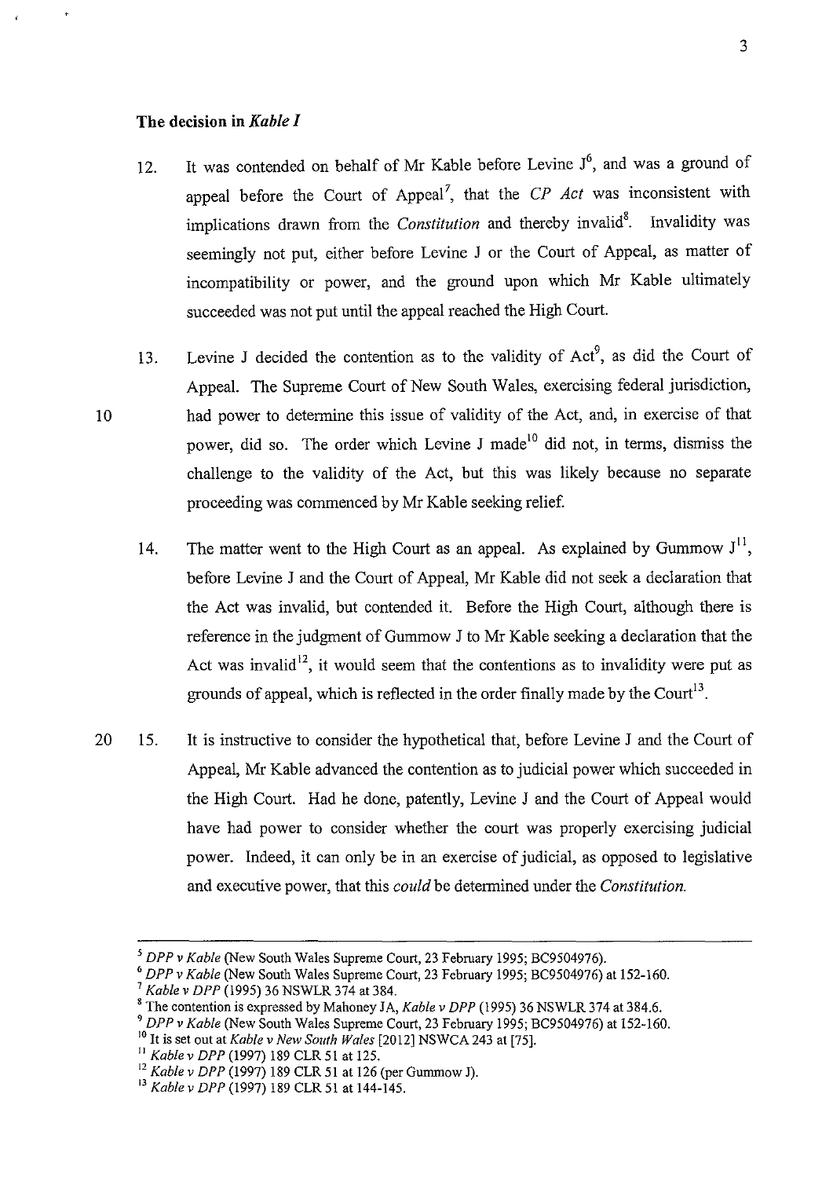### The decision in *Kable I*

12. It was contended on behalf of Mr Kable before Levine J[6], and was a ground of appeal before the Court of Appeal[7], that the *CP Act* was inconsistent with implications drawn from the *Constitution* and thereby invalid[8]. Invalidity was seemingly not put, either before Levine J or the Court of Appeal, as matter of incompatibility or power, and the ground upon which Mr Kable ultimately succeeded was not put until the appeal reached the High Court.

13. Levine J decided the contention as to the validity of Act[9], as did the Court of Appeal. The Supreme Court of New South Wales, exercising federal jurisdiction, had power to determine this issue of validity of the Act, and, in exercise of that power, did so. The order which Levine J made[10] did not, in terms, dismiss the challenge to the validity of the Act, but this was likely because no separate proceeding was commenced by Mr Kable seeking relief.

14. The matter went to the High Court as an appeal. As explained by Gummow J[11], before Levine J and the Court of Appeal, Mr Kable did not seek a declaration that the Act was invalid, but contended it. Before the High Court, although there is reference in the judgment of Gummow J to Mr Kable seeking a declaration that the Act was invalid[12], it would seem that the contentions as to invalidity were put as grounds of appeal, which is reflected in the order finally made by the Court[13].

15. It is instructive to consider the hypothetical that, before Levine J and the Court of Appeal, Mr Kable advanced the contention as to judicial power which succeeded in the High Court. Had he done, patently, Levine J and the Court of Appeal would have had power to consider whether the court was properly exercising judicial power. Indeed, it can only be in an exercise of judicial, as opposed to legislative and executive power, that this *could* be determined under the *Constitution.*

---

[5] *DPP v Kable* (New South Wales Supreme Court, 23 February 1995; BC9504976).

[6] *DPP v Kable* (New South Wales Supreme Court, 23 February 1995; BC9504976) at 152-160.

[7] *Kable v DPP* (1995) 36 NSWLR 374 at 384.

[8] The contention is expressed by Mahoney JA, *Kable v DPP* (1995) 36 NSWLR 374 at 384.6.

[9] *DPP v Kable* (New South Wales Supreme Court, 23 February 1995; BC9504976) at 152-160.

[10] It is set out at *Kable v New South Wales* [2012] NSWCA 243 at [75].

[11] *Kable v DPP* (1997) 189 CLR 51 at 125.

[12] *Kable v DPP* (1997) 189 CLR 51 at 126 (per Gummow J).

[13] *Kable v DPP* (1997) 189 CLR 51 at 144-145.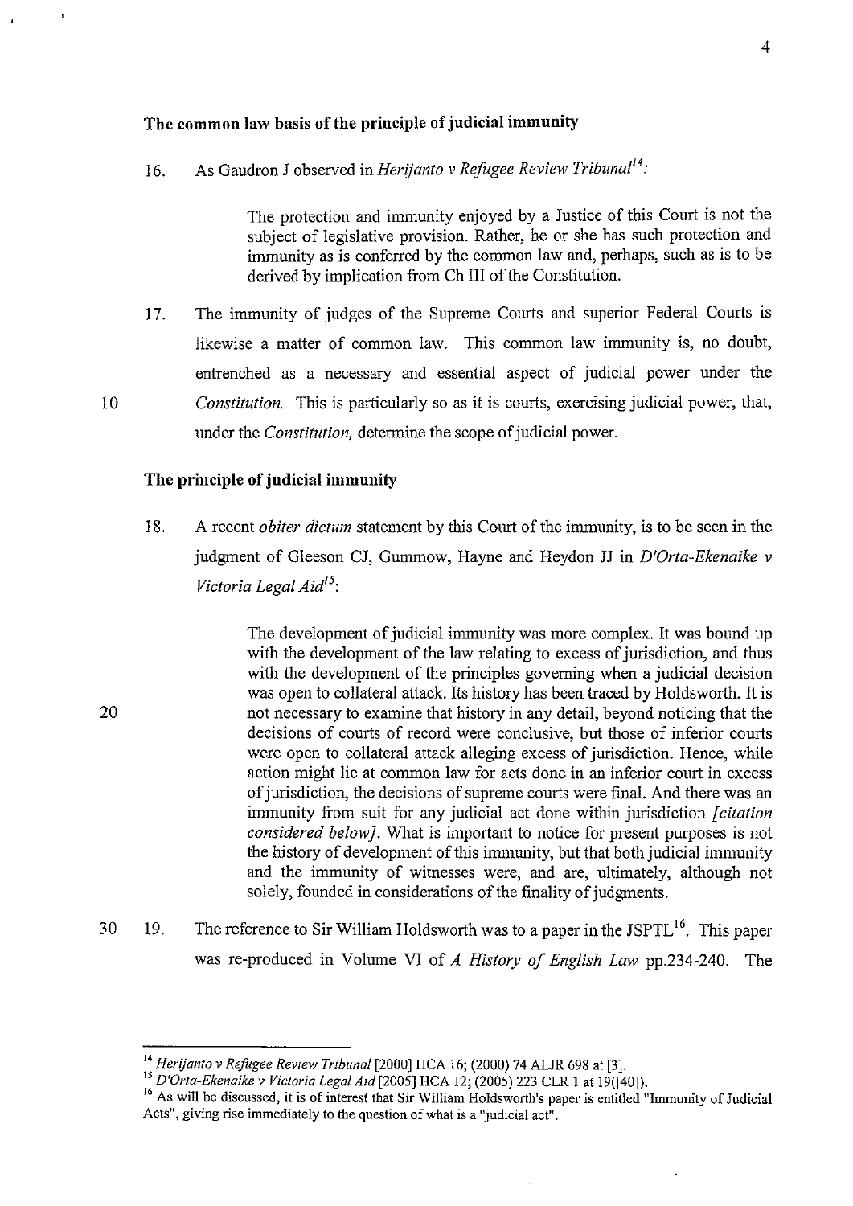## The common law basis of the principle of judicial immunity

16. As Gaudron J observed in *Herijanto v Refugee Review Tribunal*[14]:

> The protection and immunity enjoyed by a Justice of this Court is not the subject of legislative provision. Rather, he or she has such protection and immunity as is conferred by the common law and, perhaps, such as is to be derived by implication from Ch III of the Constitution.

17. The immunity of judges of the Supreme Courts and superior Federal Courts is likewise a matter of common law. This common law immunity is, no doubt, entrenched as a necessary and essential aspect of judicial power under the *Constitution*. This is particularly so as it is courts, exercising judicial power, that, under the *Constitution*, determine the scope of judicial power.

## The principle of judicial immunity

18. A recent *obiter dictum* statement by this Court of the immunity, is to be seen in the judgment of Gleeson CJ, Gummow, Hayne and Heydon JJ in *D'Orta-Ekenaike v Victoria Legal Aid*[15]:

> The development of judicial immunity was more complex. It was bound up with the development of the law relating to excess of jurisdiction, and thus with the development of the principles governing when a judicial decision was open to collateral attack. Its history has been traced by Holdsworth. It is not necessary to examine that history in any detail, beyond noticing that the decisions of courts of record were conclusive, but those of inferior courts were open to collateral attack alleging excess of jurisdiction. Hence, while action might lie at common law for acts done in an inferior court in excess of jurisdiction, the decisions of supreme courts were final. And there was an immunity from suit for any judicial act done within jurisdiction *[citation considered below]*. What is important to notice for present purposes is not the history of development of this immunity, but that both judicial immunity and the immunity of witnesses were, and are, ultimately, although not solely, founded in considerations of the finality of judgments.

19. The reference to Sir William Holdsworth was to a paper in the JSPTL[16]. This paper was re-produced in Volume VI of *A History of English Law* pp.234-240. The

---

[14] *Herijanto v Refugee Review Tribunal* [2000] HCA 16; (2000) 74 ALJR 698 at [3].

[15] *D'Orta-Ekenaike v Victoria Legal Aid* [2005] HCA 12; (2005) 223 CLR 1 at 19([40]).

[16] As will be discussed, it is of interest that Sir William Holdsworth's paper is entitled "Immunity of Judicial Acts", giving rise immediately to the question of what is a "judicial act".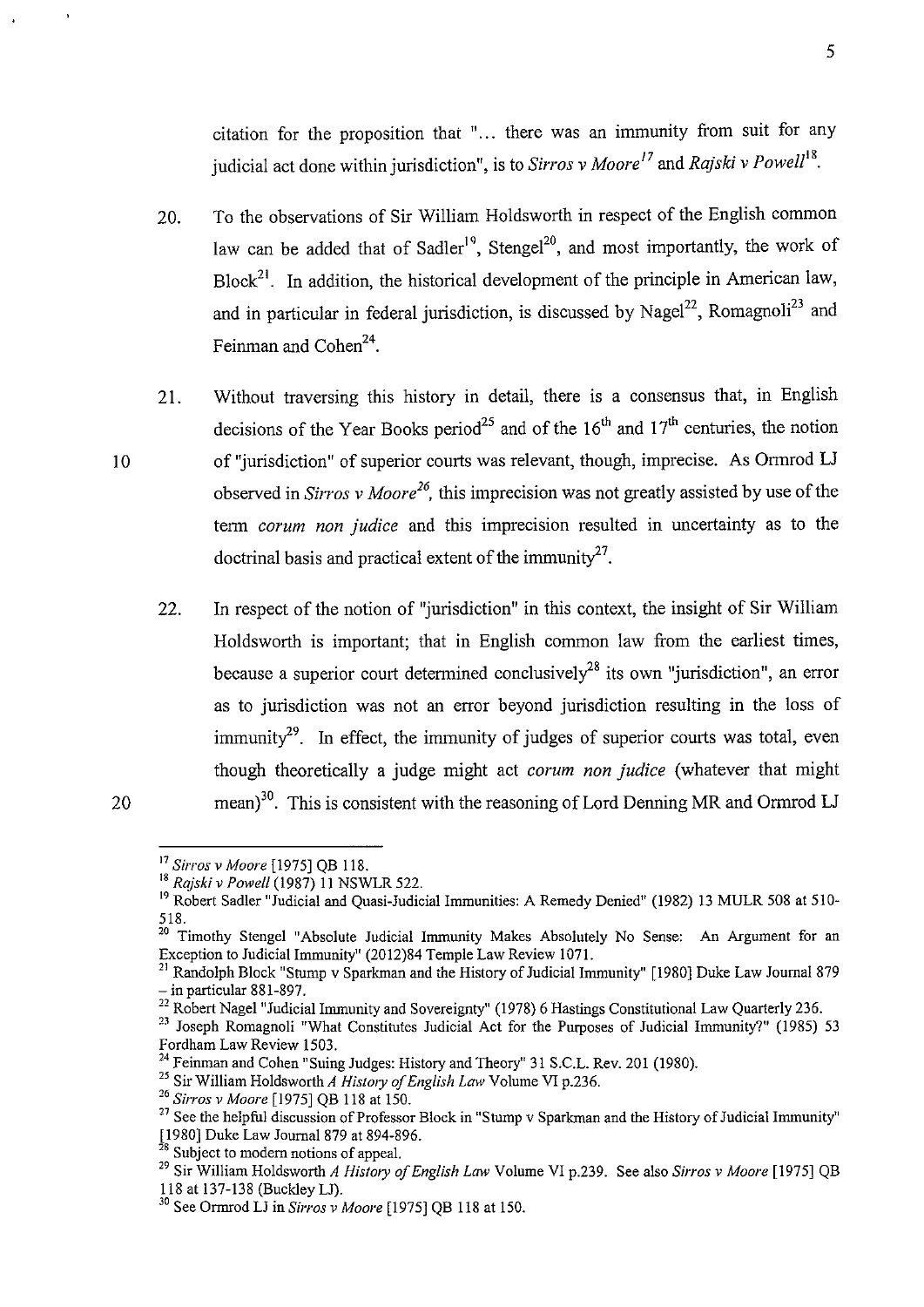citation for the proposition that "... there was an immunity from suit for any judicial act done within jurisdiction", is to *Sirros v Moore*[17] and *Rajski v Powell*[18].

20. To the observations of Sir William Holdsworth in respect of the English common law can be added that of Sadler[19], Stengel[20], and most importantly, the work of Block[21]. In addition, the historical development of the principle in American law, and in particular in federal jurisdiction, is discussed by Nagel[22], Romagnoli[23] and Feinman and Cohen[24].

21. Without traversing this history in detail, there is a consensus that, in English decisions of the Year Books period[25] and of the 16th and 17th centuries, the notion of "jurisdiction" of superior courts was relevant, though, imprecise. As Ormrod LJ observed in *Sirros v Moore*[26], this imprecision was not greatly assisted by use of the term *corum non judice* and this imprecision resulted in uncertainty as to the doctrinal basis and practical extent of the immunity[27].

22. In respect of the notion of "jurisdiction" in this context, the insight of Sir William Holdsworth is important; that in English common law from the earliest times, because a superior court determined conclusively[28] its own "jurisdiction", an error as to jurisdiction was not an error beyond jurisdiction resulting in the loss of immunity[29]. In effect, the immunity of judges of superior courts was total, even though theoretically a judge might act *corum non judice* (whatever that might mean)[30]. This is consistent with the reasoning of Lord Denning MR and Ormrod LJ

---

[17] *Sirros v Moore* [1975] QB 118.

[18] *Rajski v Powell* (1987) 11 NSWLR 522.

[19] Robert Sadler "Judicial and Quasi-Judicial Immunities: A Remedy Denied" (1982) 13 MULR 508 at 510-518.

[20] Timothy Stengel "Absolute Judicial Immunity Makes Absolutely No Sense: An Argument for an Exception to Judicial Immunity" (2012)84 Temple Law Review 1071.

[21] Randolph Block "Stump v Sparkman and the History of Judicial Immunity" [1980] Duke Law Journal 879 – in particular 881-897.

[22] Robert Nagel "Judicial Immunity and Sovereignty" (1978) 6 Hastings Constitutional Law Quarterly 236.

[23] Joseph Romagnoli "What Constitutes Judicial Act for the Purposes of Judicial Immunity?" (1985) 53 Fordham Law Review 1503.

[24] Feinman and Cohen "Suing Judges: History and Theory" 31 S.C.L. Rev. 201 (1980).

[25] Sir William Holdsworth *A History of English Law* Volume VI p.236.

[26] *Sirros v Moore* [1975] QB 118 at 150.

[27] See the helpful discussion of Professor Block in "Stump v Sparkman and the History of Judicial Immunity" [1980] Duke Law Journal 879 at 894-896.

[28] Subject to modern notions of appeal.

[29] Sir William Holdsworth *A History of English Law* Volume VI p.239. See also *Sirros v Moore* [1975] QB 118 at 137-138 (Buckley LJ).

[30] See Ormrod LJ in *Sirros v Moore* [1975] QB 118 at 150.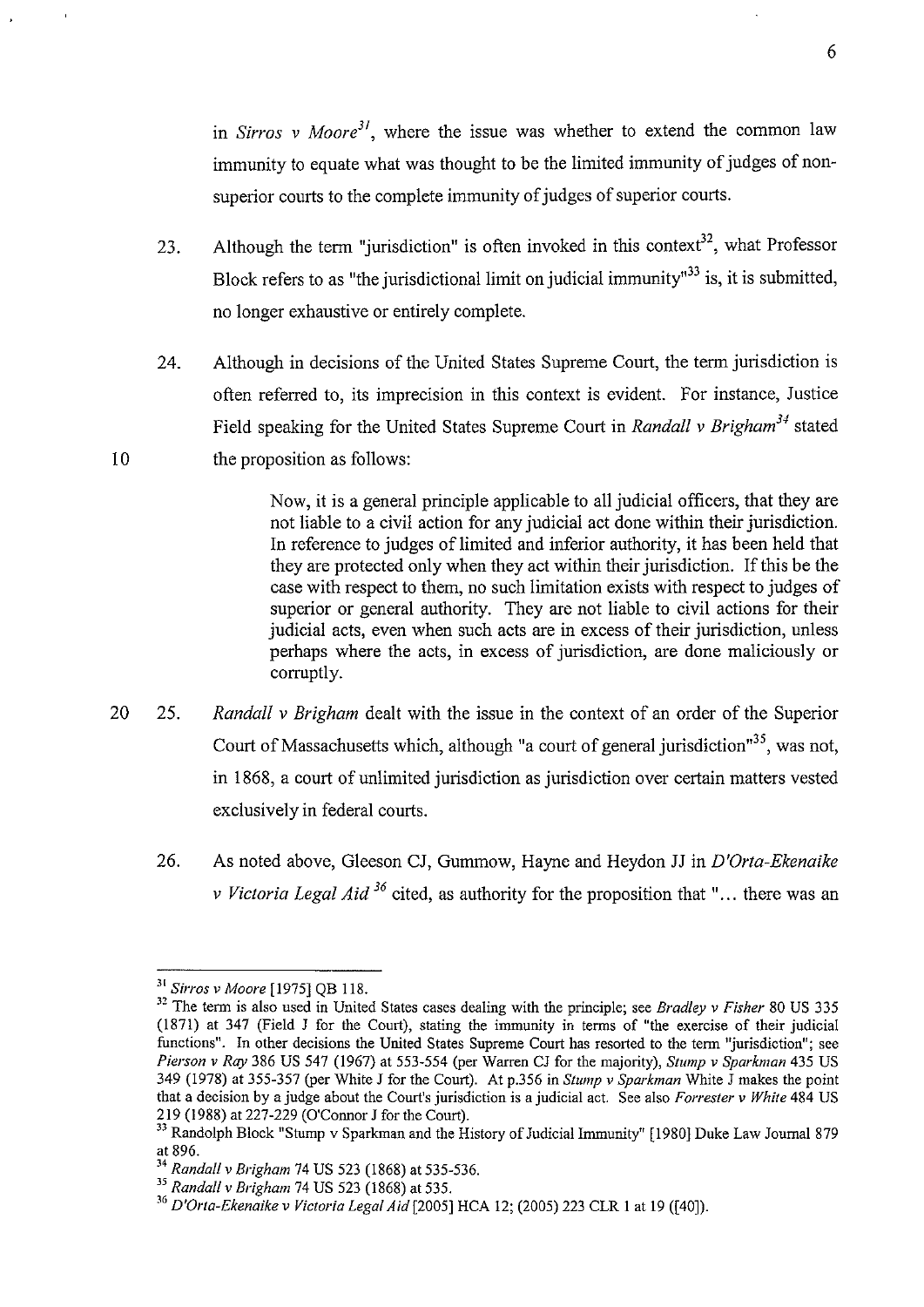in *Sirros v Moore*[31], where the issue was whether to extend the common law immunity to equate what was thought to be the limited immunity of judges of non-superior courts to the complete immunity of judges of superior courts.

23. Although the term "jurisdiction" is often invoked in this context[32], what Professor Block refers to as "the jurisdictional limit on judicial immunity"[33] is, it is submitted, no longer exhaustive or entirely complete.

24. Although in decisions of the United States Supreme Court, the term jurisdiction is often referred to, its imprecision in this context is evident. For instance, Justice Field speaking for the United States Supreme Court in *Randall v Brigham*[34] stated the proposition as follows:

> Now, it is a general principle applicable to all judicial officers, that they are not liable to a civil action for any judicial act done within their jurisdiction. In reference to judges of limited and inferior authority, it has been held that they are protected only when they act within their jurisdiction. If this be the case with respect to them, no such limitation exists with respect to judges of superior or general authority. They are not liable to civil actions for their judicial acts, even when such acts are in excess of their jurisdiction, unless perhaps where the acts, in excess of jurisdiction, are done maliciously or corruptly.

25. *Randall v Brigham* dealt with the issue in the context of an order of the Superior Court of Massachusetts which, although "a court of general jurisdiction"[35], was not, in 1868, a court of unlimited jurisdiction as jurisdiction over certain matters vested exclusively in federal courts.

26. As noted above, Gleeson CJ, Gummow, Hayne and Heydon JJ in *D'Orta-Ekenaike v Victoria Legal Aid*[36] cited, as authority for the proposition that "... there was an

---

[31] *Sirros v Moore* [1975] QB 118.

[32] The term is also used in United States cases dealing with the principle; see *Bradley v Fisher* 80 US 335 (1871) at 347 (Field J for the Court), stating the immunity in terms of "the exercise of their judicial functions". In other decisions the United States Supreme Court has resorted to the term "jurisdiction"; see *Pierson v Ray* 386 US 547 (1967) at 553-554 (per Warren CJ for the majority), *Stump v Sparkman* 435 US 349 (1978) at 355-357 (per White J for the Court). At p.356 in *Stump v Sparkman* White J makes the point that a decision by a judge about the Court's jurisdiction is a judicial act. See also *Forrester v White* 484 US 219 (1988) at 227-229 (O'Connor J for the Court).

[33] Randolph Block "Stump v Sparkman and the History of Judicial Immunity" [1980] Duke Law Journal 879 at 896.

[34] *Randall v Brigham* 74 US 523 (1868) at 535-536.

[35] *Randall v Brigham* 74 US 523 (1868) at 535.

[36] *D'Orta-Ekenaike v Victoria Legal Aid* [2005] HCA 12; (2005) 223 CLR 1 at 19 ([40]).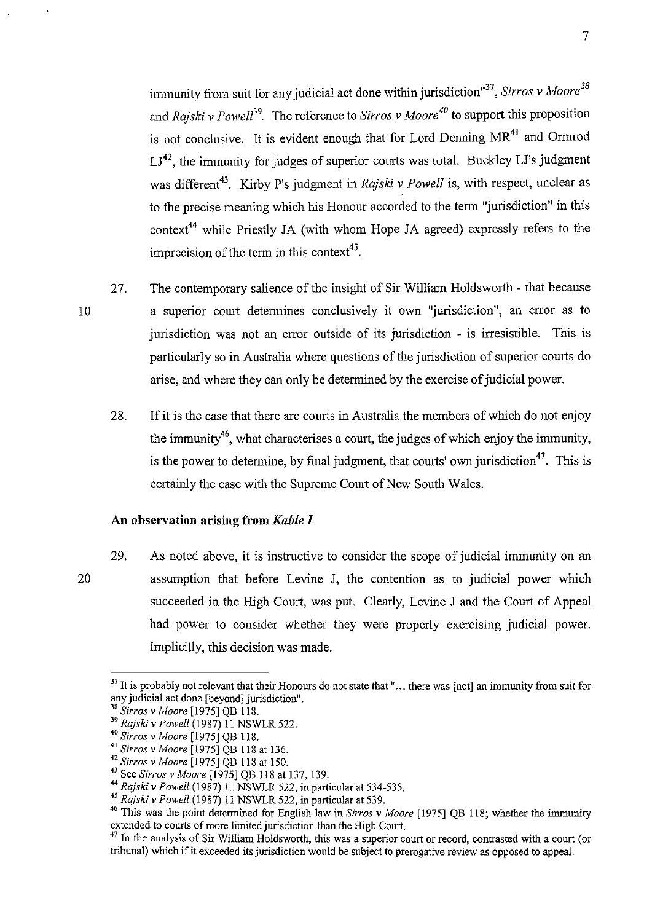immunity from suit for any judicial act done within jurisdiction"[37], *Sirros v Moore*[38] and *Rajski v Powell*[39]. The reference to *Sirros v Moore*[40] to support this proposition is not conclusive. It is evident enough that for Lord Denning MR[41] and Ormrod LJ[42], the immunity for judges of superior courts was total. Buckley LJ's judgment was different[43]. Kirby P's judgment in *Rajski v Powell* is, with respect, unclear as to the precise meaning which his Honour accorded to the term "jurisdiction" in this context[44] while Priestly JA (with whom Hope JA agreed) expressly refers to the imprecision of the term in this context[45].

27. The contemporary salience of the insight of Sir William Holdsworth - that because a superior court determines conclusively it own "jurisdiction", an error as to jurisdiction was not an error outside of its jurisdiction - is irresistible. This is particularly so in Australia where questions of the jurisdiction of superior courts do arise, and where they can only be determined by the exercise of judicial power.

28. If it is the case that there are courts in Australia the members of which do not enjoy the immunity[46], what characterises a court, the judges of which enjoy the immunity, is the power to determine, by final judgment, that courts' own jurisdiction[47]. This is certainly the case with the Supreme Court of New South Wales.

### An observation arising from *Kable I*

29. As noted above, it is instructive to consider the scope of judicial immunity on an assumption that before Levine J, the contention as to judicial power which succeeded in the High Court, was put. Clearly, Levine J and the Court of Appeal had power to consider whether they were properly exercising judicial power. Implicitly, this decision was made.

---

[37] It is probably not relevant that their Honours do not state that "... there was [not] an immunity from suit for any judicial act done [beyond] jurisdiction".

[38] *Sirros v Moore* [1975] QB 118.

[39] *Rajski v Powell* (1987) 11 NSWLR 522.

[40] *Sirros v Moore* [1975] QB 118.

[41] *Sirros v Moore* [1975] QB 118 at 136.

[42] *Sirros v Moore* [1975] QB 118 at 150.

[43] See *Sirros v Moore* [1975] QB 118 at 137, 139.

[44] *Rajski v Powell* (1987) 11 NSWLR 522, in particular at 534-535.

[45] *Rajski v Powell* (1987) 11 NSWLR 522, in particular at 539.

[46] This was the point determined for English law in *Sirros v Moore* [1975] QB 118; whether the immunity extended to courts of more limited jurisdiction than the High Court.

[47] In the analysis of Sir William Holdsworth, this was a superior court or record, contrasted with a court (or tribunal) which if it exceeded its jurisdiction would be subject to prerogative review as opposed to appeal.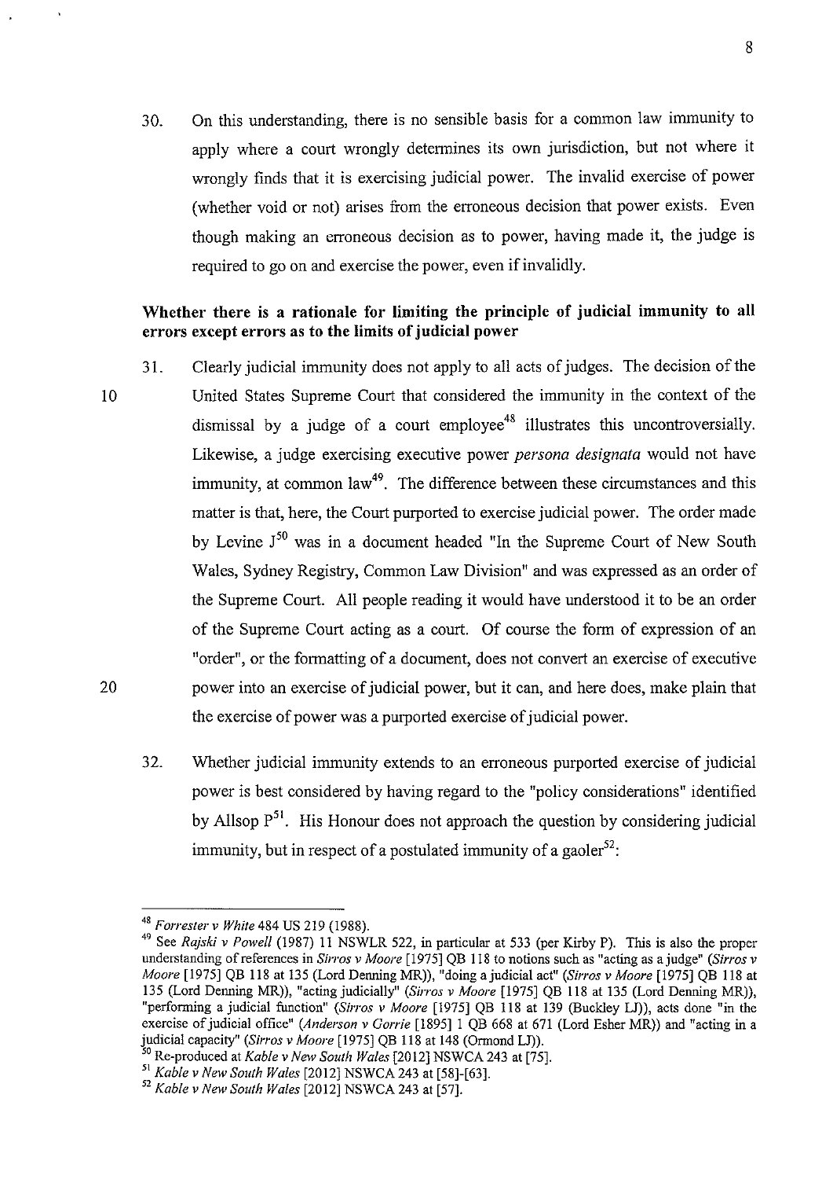30. On this understanding, there is no sensible basis for a common law immunity to apply where a court wrongly determines its own jurisdiction, but not where it wrongly finds that it is exercising judicial power. The invalid exercise of power (whether void or not) arises from the erroneous decision that power exists. Even though making an erroneous decision as to power, having made it, the judge is required to go on and exercise the power, even if invalidly.

**Whether there is a rationale for limiting the principle of judicial immunity to all errors except errors as to the limits of judicial power**

31. Clearly judicial immunity does not apply to all acts of judges. The decision of the United States Supreme Court that considered the immunity in the context of the dismissal by a judge of a court employee[48] illustrates this uncontroversially. Likewise, a judge exercising executive power *persona designata* would not have immunity, at common law[49]. The difference between these circumstances and this matter is that, here, the Court purported to exercise judicial power. The order made by Levine J[50] was in a document headed "In the Supreme Court of New South Wales, Sydney Registry, Common Law Division" and was expressed as an order of the Supreme Court. All people reading it would have understood it to be an order of the Supreme Court acting as a court. Of course the form of expression of an "order", or the formatting of a document, does not convert an exercise of executive power into an exercise of judicial power, but it can, and here does, make plain that the exercise of power was a purported exercise of judicial power.

32. Whether judicial immunity extends to an erroneous purported exercise of judicial power is best considered by having regard to the "policy considerations" identified by Allsop P[51]. His Honour does not approach the question by considering judicial immunity, but in respect of a postulated immunity of a gaoler[52]:

---

[48] *Forrester v White* 484 US 219 (1988).

[49] See *Rajski v Powell* (1987) 11 NSWLR 522, in particular at 533 (per Kirby P). This is also the proper understanding of references in *Sirros v Moore* [1975] QB 118 to notions such as "acting as a judge" (*Sirros v Moore* [1975] QB 118 at 135 (Lord Denning MR)), "doing a judicial act" (*Sirros v Moore* [1975] QB 118 at 135 (Lord Denning MR)), "acting judicially" (*Sirros v Moore* [1975] QB 118 at 135 (Lord Denning MR)), "performing a judicial function" (*Sirros v Moore* [1975] QB 118 at 139 (Buckley LJ)), acts done "in the exercise of judicial office" (*Anderson v Gorrie* [1895] 1 QB 668 at 671 (Lord Esher MR)) and "acting in a judicial capacity" (*Sirros v Moore* [1975] QB 118 at 148 (Ormond LJ)).

[50] Re-produced at *Kable v New South Wales* [2012] NSWCA 243 at [75].

[51] *Kable v New South Wales* [2012] NSWCA 243 at [58]-[63].

[52] *Kable v New South Wales* [2012] NSWCA 243 at [57].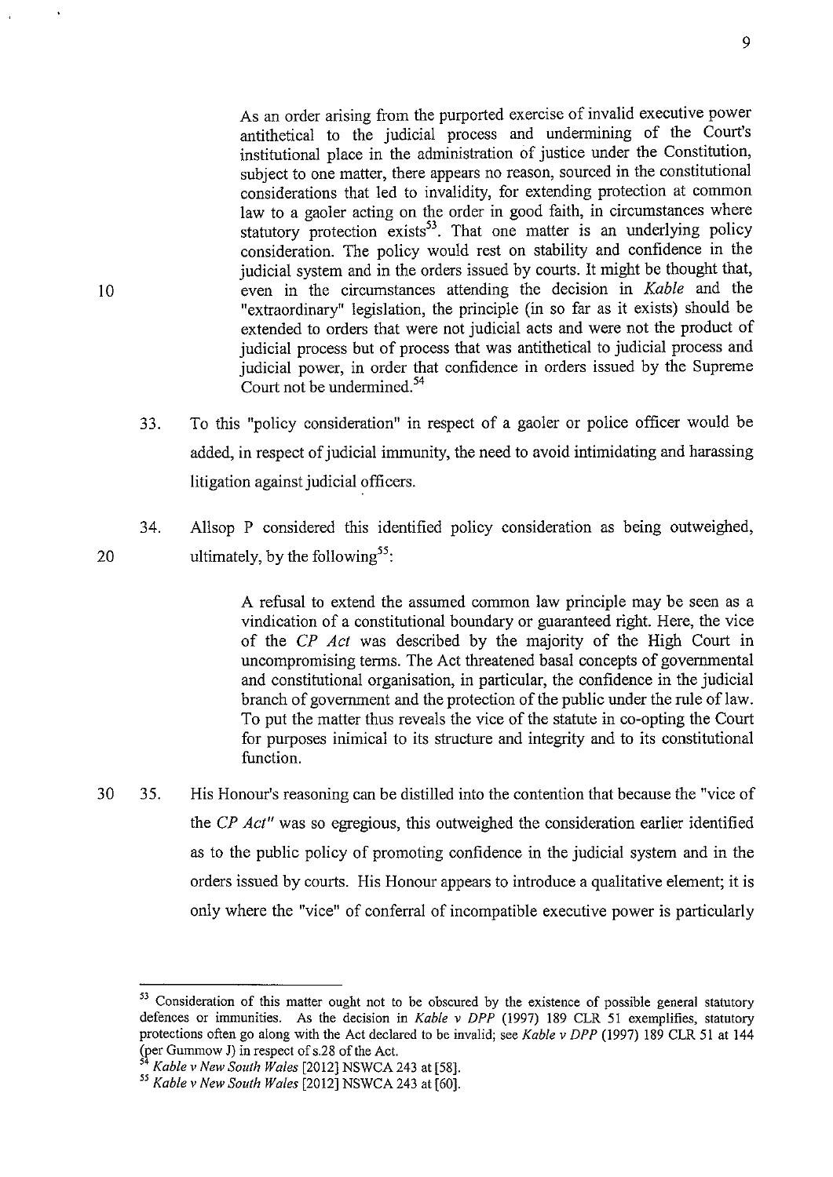> As an order arising from the purported exercise of invalid executive power antithetical to the judicial process and undermining of the Court's institutional place in the administration of justice under the Constitution, subject to one matter, there appears no reason, sourced in the constitutional considerations that led to invalidity, for extending protection at common law to a gaoler acting on the order in good faith, in circumstances where statutory protection exists[53]. That one matter is an underlying policy consideration. The policy would rest on stability and confidence in the judicial system and in the orders issued by courts. It might be thought that, even in the circumstances attending the decision in *Kable* and the "extraordinary" legislation, the principle (in so far as it exists) should be extended to orders that were not judicial acts and were not the product of judicial process but of process that was antithetical to judicial process and judicial power, in order that confidence in orders issued by the Supreme Court not be undermined.[54]

33. To this "policy consideration" in respect of a gaoler or police officer would be added, in respect of judicial immunity, the need to avoid intimidating and harassing litigation against judicial officers.

34. Allsop P considered this identified policy consideration as being outweighed, ultimately, by the following[55]:

> A refusal to extend the assumed common law principle may be seen as a vindication of a constitutional boundary or guaranteed right. Here, the vice of the *CP Act* was described by the majority of the High Court in uncompromising terms. The Act threatened basal concepts of governmental and constitutional organisation, in particular, the confidence in the judicial branch of government and the protection of the public under the rule of law. To put the matter thus reveals the vice of the statute in co-opting the Court for purposes inimical to its structure and integrity and to its constitutional function.

35. His Honour's reasoning can be distilled into the contention that because the "vice of the *CP Act*" was so egregious, this outweighed the consideration earlier identified as to the public policy of promoting confidence in the judicial system and in the orders issued by courts. His Honour appears to introduce a qualitative element; it is only where the "vice" of conferral of incompatible executive power is particularly

---

[53] Consideration of this matter ought not to be obscured by the existence of possible general statutory defences or immunities. As the decision in *Kable v DPP* (1997) 189 CLR 51 exemplifies, statutory protections often go along with the Act declared to be invalid; see *Kable v DPP* (1997) 189 CLR 51 at 144 (per Gummow J) in respect of s.28 of the Act.

[54] *Kable v New South Wales* [2012] NSWCA 243 at [58].

[55] *Kable v New South Wales* [2012] NSWCA 243 at [60].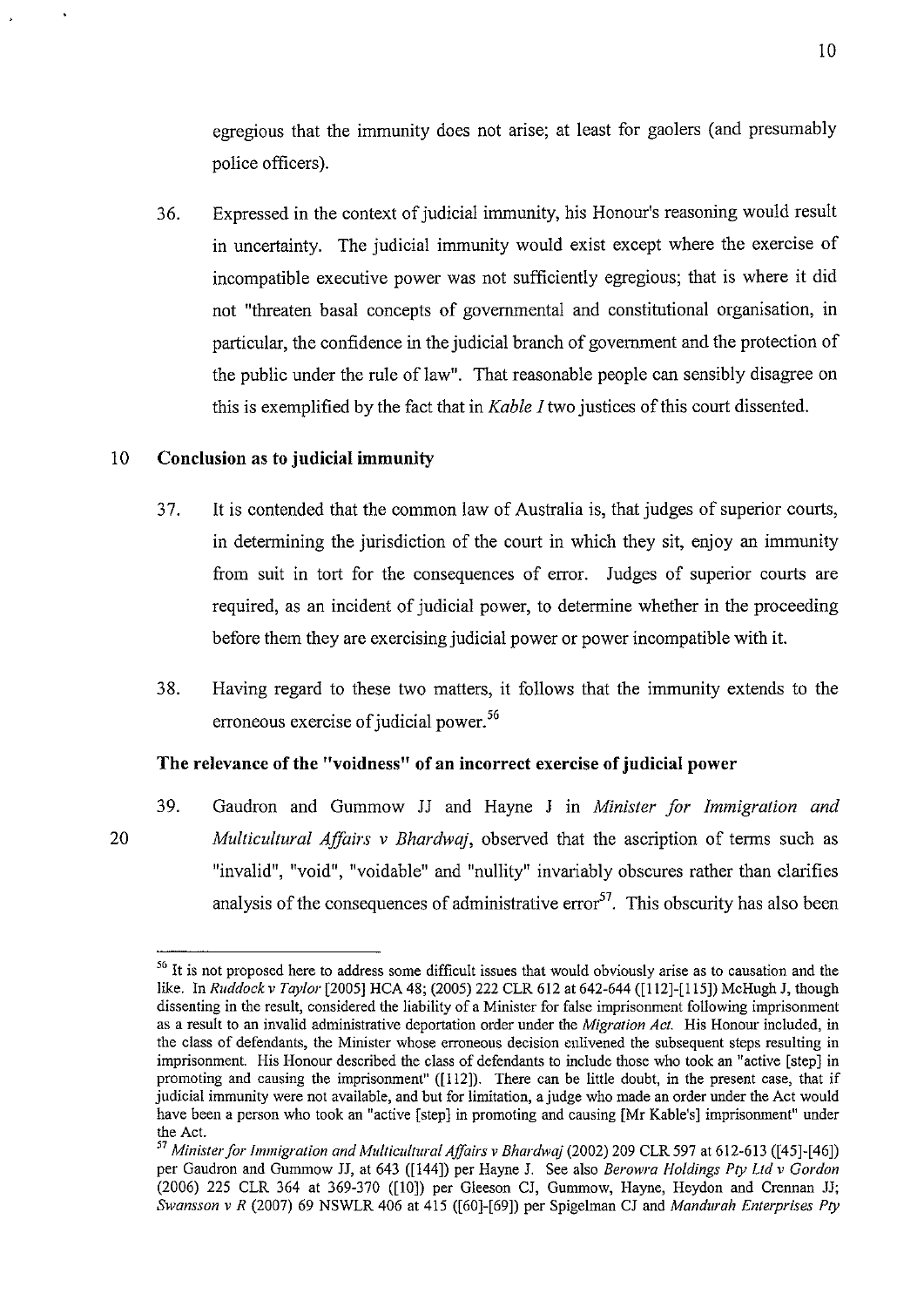egregious that the immunity does not arise; at least for gaolers (and presumably police officers).

36. Expressed in the context of judicial immunity, his Honour's reasoning would result in uncertainty. The judicial immunity would exist except where the exercise of incompatible executive power was not sufficiently egregious; that is where it did not "threaten basal concepts of governmental and constitutional organisation, in particular, the confidence in the judicial branch of government and the protection of the public under the rule of law". That reasonable people can sensibly disagree on this is exemplified by the fact that in *Kable I* two justices of this court dissented.

### Conclusion as to judicial immunity

37. It is contended that the common law of Australia is, that judges of superior courts, in determining the jurisdiction of the court in which they sit, enjoy an immunity from suit in tort for the consequences of error. Judges of superior courts are required, as an incident of judicial power, to determine whether in the proceeding before them they are exercising judicial power or power incompatible with it.

38. Having regard to these two matters, it follows that the immunity extends to the erroneous exercise of judicial power.[56]

### The relevance of the "voidness" of an incorrect exercise of judicial power

39. Gaudron and Gummow JJ and Hayne J in *Minister for Immigration and Multicultural Affairs v Bhardwaj*, observed that the ascription of terms such as "invalid", "void", "voidable" and "nullity" invariably obscures rather than clarifies analysis of the consequences of administrative error[57]. This obscurity has also been

---

[56] It is not proposed here to address some difficult issues that would obviously arise as to causation and the like. In *Ruddock v Taylor* [2005] HCA 48; (2005) 222 CLR 612 at 642-644 ([112]-[115]) McHugh J, though dissenting in the result, considered the liability of a Minister for false imprisonment following imprisonment as a result to an invalid administrative deportation order under the *Migration Act*. His Honour included, in the class of defendants, the Minister whose erroneous decision enlivened the subsequent steps resulting in imprisonment. His Honour described the class of defendants to include those who took an "active [step] in promoting and causing the imprisonment" ([112]). There can be little doubt, in the present case, that if judicial immunity were not available, and but for limitation, a judge who made an order under the Act would have been a person who took an "active [step] in promoting and causing [Mr Kable's] imprisonment" under the Act.

[57] *Minister for Immigration and Multicultural Affairs v Bhardwaj* (2002) 209 CLR 597 at 612-613 ([45]-[46]) per Gaudron and Gummow JJ, at 643 ([144]) per Hayne J. See also *Berowra Holdings Pty Ltd v Gordon* (2006) 225 CLR 364 at 369-370 ([10]) per Gleeson CJ, Gummow, Hayne, Heydon and Crennan JJ; *Swansson v R* (2007) 69 NSWLR 406 at 415 ([60]-[69]) per Spigelman CJ and *Mandurah Enterprises Pty*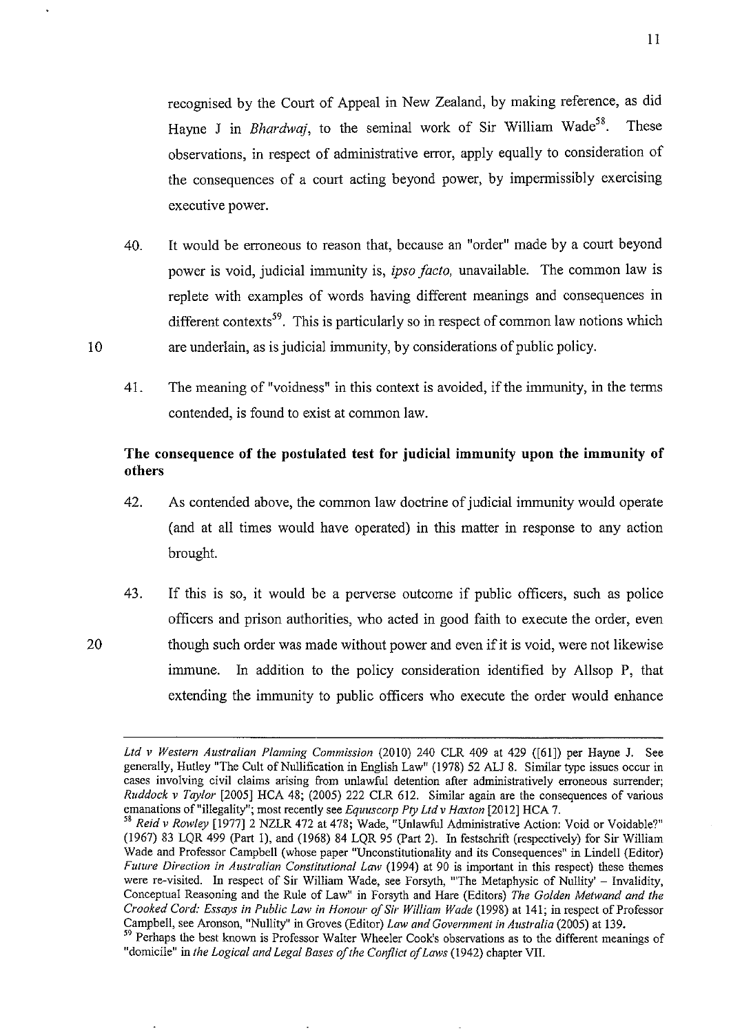recognised by the Court of Appeal in New Zealand, by making reference, as did Hayne J in *Bhardwaj*, to the seminal work of Sir William Wade[58]. These observations, in respect of administrative error, apply equally to consideration of the consequences of a court acting beyond power, by impermissibly exercising executive power.

40. It would be erroneous to reason that, because an "order" made by a court beyond power is void, judicial immunity is, *ipso facto,* unavailable. The common law is replete with examples of words having different meanings and consequences in different contexts[59]. This is particularly so in respect of common law notions which are underlain, as is judicial immunity, by considerations of public policy.

41. The meaning of "voidness" in this context is avoided, if the immunity, in the terms contended, is found to exist at common law.

**The consequence of the postulated test for judicial immunity upon the immunity of others**

42. As contended above, the common law doctrine of judicial immunity would operate (and at all times would have operated) in this matter in response to any action brought.

43. If this is so, it would be a perverse outcome if public officers, such as police officers and prison authorities, who acted in good faith to execute the order, even though such order was made without power and even if it is void, were not likewise immune. In addition to the policy consideration identified by Allsop P, that extending the immunity to public officers who execute the order would enhance

---

*Ltd v Western Australian Planning Commission* (2010) 240 CLR 409 at 429 ([61]) per Hayne J. See generally, Hutley "The Cult of Nullification in English Law" (1978) 52 ALJ 8. Similar type issues occur in cases involving civil claims arising from unlawful detention after administratively erroneous surrender; *Ruddock v Taylor* [2005] HCA 48; (2005) 222 CLR 612. Similar again are the consequences of various emanations of "illegality"; most recently see *Equuscorp Pty Ltd v Haxton* [2012] HCA 7.

[58] *Reid v Rowley* [1977] 2 NZLR 472 at 478; Wade, "Unlawful Administrative Action: Void or Voidable?" (1967) 83 LQR 499 (Part 1), and (1968) 84 LQR 95 (Part 2). In festschrift (respectively) for Sir William Wade and Professor Campbell (whose paper "Unconstitutionality and its Consequences" in Lindell (Editor) *Future Direction in Australian Constitutional Law* (1994) at 90 is important in this respect) these themes were re-visited. In respect of Sir William Wade, see Forsyth, "'The Metaphysic of Nullity' – Invalidity, Conceptual Reasoning and the Rule of Law" in Forsyth and Hare (Editors) *The Golden Metwand and the Crooked Cord: Essays in Public Law in Honour of Sir William Wade* (1998) at 141; in respect of Professor Campbell, see Aronson, "Nullity" in Groves (Editor) *Law and Government in Australia* (2005) at 139.

[59] Perhaps the best known is Professor Walter Wheeler Cook's observations as to the different meanings of "domicile" in *the Logical and Legal Bases of the Conflict of Laws* (1942) chapter VII.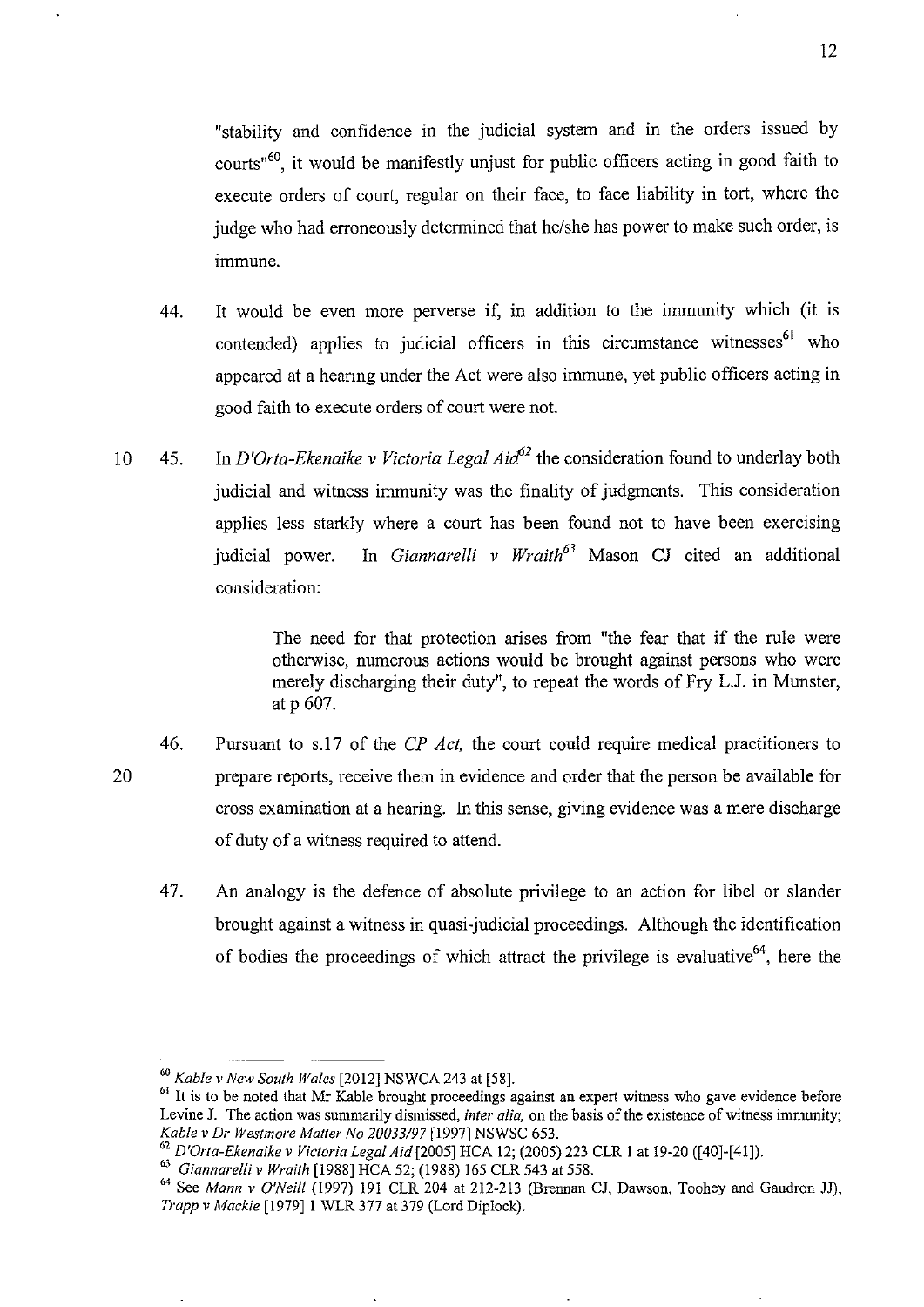"stability and confidence in the judicial system and in the orders issued by courts"[60], it would be manifestly unjust for public officers acting in good faith to execute orders of court, regular on their face, to face liability in tort, where the judge who had erroneously determined that he/she has power to make such order, is immune.

44. It would be even more perverse if, in addition to the immunity which (it is contended) applies to judicial officers in this circumstance witnesses[61] who appeared at a hearing under the Act were also immune, yet public officers acting in good faith to execute orders of court were not.

45. In *D'Orta-Ekenaike v Victoria Legal Aid*[62] the consideration found to underlay both judicial and witness immunity was the finality of judgments. This consideration applies less starkly where a court has been found not to have been exercising judicial power. In *Giannarelli v Wraith*[63] Mason CJ cited an additional consideration:

> The need for that protection arises from "the fear that if the rule were otherwise, numerous actions would be brought against persons who were merely discharging their duty", to repeat the words of Fry L.J. in Munster, at p 607.

46. Pursuant to s.17 of the *CP Act,* the court could require medical practitioners to prepare reports, receive them in evidence and order that the person be available for cross examination at a hearing. In this sense, giving evidence was a mere discharge of duty of a witness required to attend.

47. An analogy is the defence of absolute privilege to an action for libel or slander brought against a witness in quasi-judicial proceedings. Although the identification of bodies the proceedings of which attract the privilege is evaluative[64], here the

---

[60] *Kable v New South Wales* [2012] NSWCA 243 at [58].

[61] It is to be noted that Mr Kable brought proceedings against an expert witness who gave evidence before Levine J. The action was summarily dismissed, *inter alia,* on the basis of the existence of witness immunity; *Kable v Dr Westmore Matter No 20033/97* [1997] NSWSC 653.

[62] *D'Orta-Ekenaike v Victoria Legal Aid* [2005] HCA 12; (2005) 223 CLR 1 at 19-20 ([40]-[41]).

[63] *Giannarelli v Wraith* [1988] HCA 52; (1988) 165 CLR 543 at 558.

[64] See *Mann v O'Neill* (1997) 191 CLR 204 at 212-213 (Brennan CJ, Dawson, Toohey and Gaudron JJ), *Trapp v Mackie* [1979] 1 WLR 377 at 379 (Lord Diplock).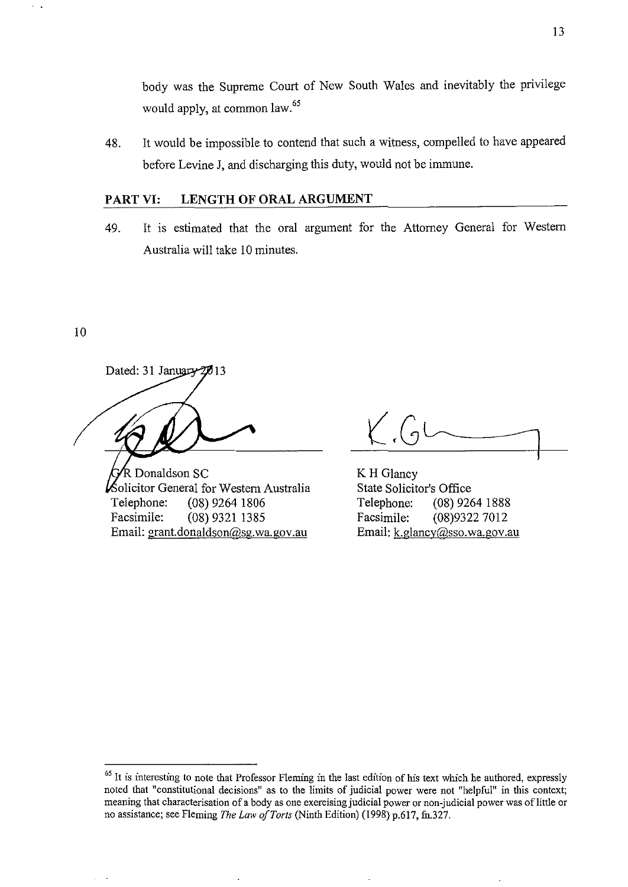body was the Supreme Court of New South Wales and inevitably the privilege would apply, at common law.[65]

48. It would be impossible to contend that such a witness, compelled to have appeared before Levine J, and discharging this duty, would not be immune.

## PART VI: LENGTH OF ORAL ARGUMENT

49. It is estimated that the oral argument for the Attorney General for Western Australia will take 10 minutes.

Dated: 31 January 2013

G R Donaldson SC
Solicitor General for Western Australia
Telephone: (08) 9264 1806
Facsimile: (08) 9321 1385
Email: grant.donaldson@sg.wa.gov.au

K H Glancy
State Solicitor's Office
Telephone: (08) 9264 1888
Facsimile: (08)9322 7012
Email: k.glancy@sso.wa.gov.au

---

[65] It is interesting to note that Professor Fleming in the last edition of his text which he authored, expressly noted that "constitutional decisions" as to the limits of judicial power were not "helpful" in this context; meaning that characterisation of a body as one exercising judicial power or non-judicial power was of little or no assistance; see Fleming *The Law of Torts* (Ninth Edition) (1998) p.617, fn.327.